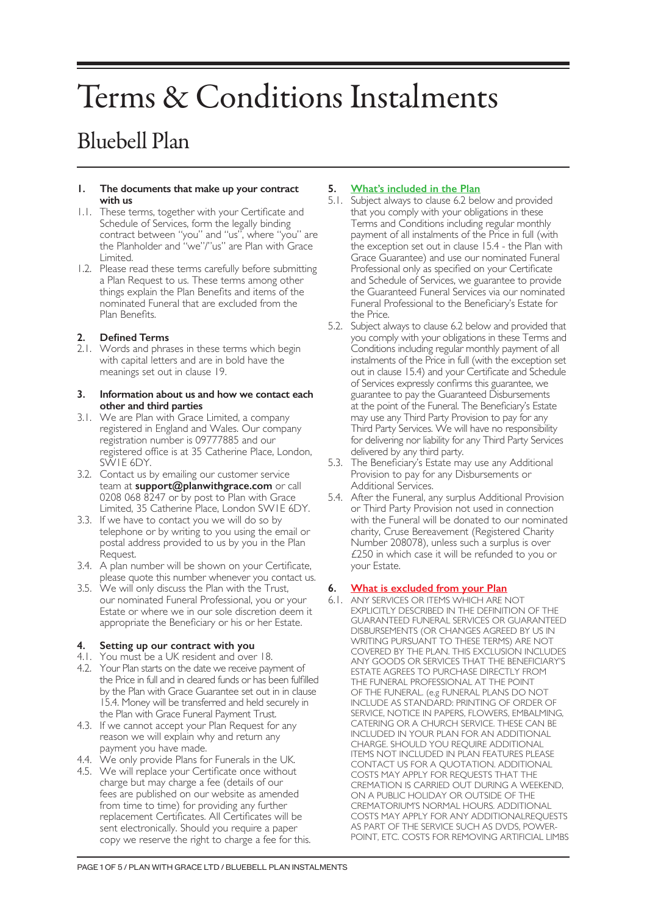# Terms & Conditions Instalments

## Bluebell Plan

### 1. The documents that make up your contract with us

1.1. These terms, together with your Certificate and Schedule of Services, form the legally binding contract between "you" and "us", where "you" are the Planholder and "we"/"us" are Plan with Grace Limited.

1.2. Please read these terms carefully before submitting a Plan Request to us. These terms among other things explain the Plan Benefits and items of the nominated Funeral that are excluded from the Plan Benefits.

### 2. Defined Terms

2.1. Words and phrases in these terms which begin with capital letters and are in bold have the meanings set out in clause 19.

### 3. Information about us and how we contact each other and third parties

3.1. We are Plan with Grace Limited, a company registered in England and Wales. Our company registration number is 09777885 and our registered office is at 35 Catherine Place, London, SW1E 6DY.

3.2. Contact us by emailing our customer service team at **support@planwithgrace.com** or call 0208 068 8247 or by post to Plan with Grace Limited, 35 Catherine Place, London SW1E 6DY.

3.3. If we have to contact you we will do so by telephone or by writing to you using the email or postal address provided to us by you in the Plan Request.

3.4. A plan number will be shown on your Certificate, please quote this number whenever you contact us.

3.5. We will only discuss the Plan with the Trust, our nominated Funeral Professional, you or your Estate or where we in our sole discretion deem it appropriate the Beneficiary or his or her Estate.

### 4. Setting up our contract with you

4.1. You must be a UK resident and over 18.

4.2. Your Plan starts on the date we receive payment of the Price in full and in cleared funds or has been fulfilled by the Plan with Grace Guarantee set out in in clause 15.4. Money will be transferred and held securely in the Plan with Grace Funeral Payment Trust.

4.3. If we cannot accept your Plan Request for any reason we will explain why and return any payment you have made.

4.4. We only provide Plans for Funerals in the UK.

4.5. We will replace your Certificate once without charge but may charge a fee (details of our fees are published on our website as amended from time to time) for providing any further replacement Certificates. All Certificates will be sent electronically. Should you require a paper copy we reserve the right to charge a fee for this.

### 5. What's included in the Plan

5.1. Subject always to clause 6.2 below and provided that you comply with your obligations in these Terms and Conditions including regular monthly payment of all instalments of the Price in full (with the exception set out in clause 15.4 - the Plan with Grace Guarantee) and use our nominated Funeral Professional only as specified on your Certificate and Schedule of Services, we guarantee to provide the Guaranteed Funeral Services via our nominated Funeral Professional to the Beneficiary's Estate for the Price.

5.2. Subject always to clause 6.2 below and provided that you comply with your obligations in these Terms and Conditions including regular monthly payment of all instalments of the Price in full (with the exception set out in clause 15.4) and your Certificate and Schedule of Services expressly confirms this guarantee, we guarantee to pay the Guaranteed Disbursements at the point of the Funeral. The Beneficiary's Estate may use any Third Party Provision to pay for any Third Party Services. We will have no responsibility for delivering nor liability for any Third Party Services delivered by any third party.

5.3. The Beneficiary's Estate may use any Additional Provision to pay for any Disbursements or Additional Services.

5.4. After the Funeral, any surplus Additional Provision or Third Party Provision not used in connection with the Funeral will be donated to our nominated charity, Cruse Bereavement (Registered Charity Number 208078), unless such a surplus is over £250 in which case it will be refunded to you or your Estate.

### 6. What is excluded from your Plan

6.1. ANY SERVICES OR ITEMS WHICH ARE NOT EXPLICITLY DESCRIBED IN THE DEFINITION OF THE GUARANTEED FUNERAL SERVICES OR GUARANTEED DISBURSEMENTS (OR CHANGES AGREED BY US IN WRITING PURSUANT TO THESE TERMS) ARE NOT COVERED BY THE PLAN. THIS EXCLUSION INCLUDES ANY GOODS OR SERVICES THAT THE BENEFICIARY'S ESTATE AGREES TO PURCHASE DIRECTLY FROM THE FUNERAL PROFESSIONAL AT THE POINT OF THE FUNERAL. (e.g FUNERAL PLANS DO NOT INCLUDE AS STANDARD: PRINTING OF ORDER OF SERVICE, NOTICE IN PAPERS, FLOWERS, EMBALMING, CATERING OR A CHURCH SERVICE. THESE CAN BE INCLUDED IN YOUR PLAN FOR AN ADDITIONAL CHARGE. SHOULD YOU REQUIRE ADDITIONAL ITEMS NOT INCLUDED IN PLAN FEATURES PLEASE CONTACT US FOR A QUOTATION. ADDITIONAL COSTS MAY APPLY FOR REQUESTS THAT THE CREMATION IS CARRIED OUT DURING A WEEKEND, ON A PUBLIC HOLIDAY OR OUTSIDE OF THE CREMATORIUM'S NORMAL HOURS. ADDITIONAL COSTS MAY APPLY FOR ANY ADDITIONALREQUESTS AS PART OF THE SERVICE SUCH AS DVDS, POWER-POINT, ETC. COSTS FOR REMOVING ARTIFICIAL LIMBS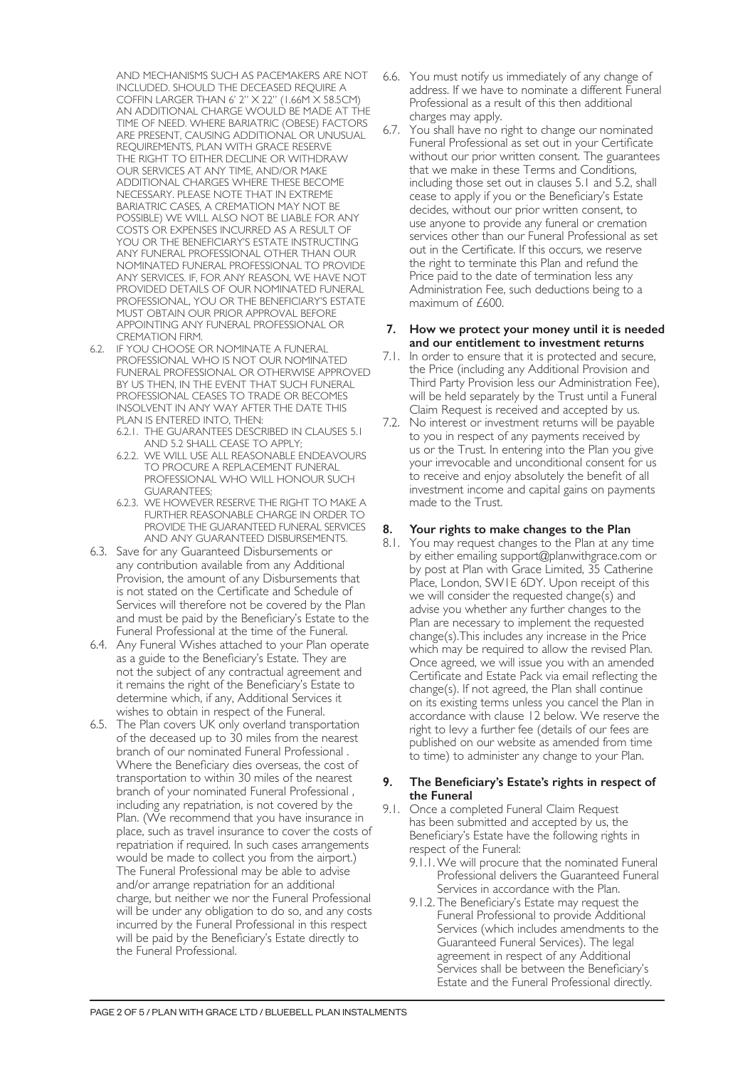AND MECHANISMS SUCH AS PACEMAKERS ARE NOT INCLUDED. SHOULD THE DECEASED REQUIRE A COFFIN LARGER THAN 6' 2" X 22" (1.66M X 58.5CM) AN ADDITIONAL CHARGE WOULD BE MADE AT THE TIME OF NEED. WHERE BARIATRIC (OBESE) FACTORS ARE PRESENT, CAUSING ADDITIONAL OR UNUSUAL REQUIREMENTS, PLAN WITH GRACE RESERVE THE RIGHT TO EITHER DECLINE OR WITHDRAW OUR SERVICES AT ANY TIME, AND/OR MAKE ADDITIONAL CHARGES WHERE THESE BECOME NECESSARY. PLEASE NOTE THAT IN EXTREME BARIATRIC CASES, A CREMATION MAY NOT BE POSSIBLE) WE WILL ALSO NOT BE LIABLE FOR ANY COSTS OR EXPENSES INCURRED AS A RESULT OF YOU OR THE BENEFICIARY'S ESTATE INSTRUCTING ANY FUNERAL PROFESSIONAL OTHER THAN OUR NOMINATED FUNERAL PROFESSIONAL TO PROVIDE ANY SERVICES. IF, FOR ANY REASON, WE HAVE NOT PROVIDED DETAILS OF OUR NOMINATED FUNERAL PROFESSIONAL, YOU OR THE BENEFICIARY'S ESTATE MUST OBTAIN OUR PRIOR APPROVAL BEFORE APPOINTING ANY FUNERAL PROFESSIONAL OR CREMATION FIRM.

6.2. IF YOU CHOOSE OR NOMINATE A FUNERAL PROFESSIONAL WHO IS NOT OUR NOMINATED FUNERAL PROFESSIONAL OR OTHERWISE APPROVED BY US THEN, IN THE EVENT THAT SUCH FUNERAL PROFESSIONAL CEASES TO TRADE OR BECOMES INSOLVENT IN ANY WAY AFTER THE DATE THIS PLAN IS ENTERED INTO, THEN:
   - 6.2.1. THE GUARANTEES DESCRIBED IN CLAUSES 5.1 AND 5.2 SHALL CEASE TO APPLY;
   - 6.2.2. WE WILL USE ALL REASONABLE ENDEAVOURS TO PROCURE A REPLACEMENT FUNERAL PROFESSIONAL WHO WILL HONOUR SUCH GUARANTEES;
   - 6.2.3. WE HOWEVER RESERVE THE RIGHT TO MAKE A FURTHER REASONABLE CHARGE IN ORDER TO PROVIDE THE GUARANTEED FUNERAL SERVICES AND ANY GUARANTEED DISBURSEMENTS.

6.3. Save for any Guaranteed Disbursements or any contribution available from any Additional Provision, the amount of any Disbursements that is not stated on the Certificate and Schedule of Services will therefore not be covered by the Plan and must be paid by the Beneficiary's Estate to the Funeral Professional at the time of the Funeral.

6.4. Any Funeral Wishes attached to your Plan operate as a guide to the Beneficiary's Estate. They are not the subject of any contractual agreement and it remains the right of the Beneficiary's Estate to determine which, if any, Additional Services it wishes to obtain in respect of the Funeral.

6.5. The Plan covers UK only overland transportation of the deceased up to 30 miles from the nearest branch of our nominated Funeral Professional . Where the Beneficiary dies overseas, the cost of transportation to within 30 miles of the nearest branch of your nominated Funeral Professional , including any repatriation, is not covered by the Plan. (We recommend that you have insurance in place, such as travel insurance to cover the costs of repatriation if required. In such cases arrangements would be made to collect you from the airport.) The Funeral Professional may be able to advise and/or arrange repatriation for an additional charge, but neither we nor the Funeral Professional will be under any obligation to do so, and any costs incurred by the Funeral Professional in this respect will be paid by the Beneficiary's Estate directly to the Funeral Professional.

6.6. You must notify us immediately of any change of address. If we have to nominate a different Funeral Professional as a result of this then additional charges may apply.

6.7. You shall have no right to change our nominated Funeral Professional as set out in your Certificate without our prior written consent. The guarantees that we make in these Terms and Conditions, including those set out in clauses 5.1 and 5.2, shall cease to apply if you or the Beneficiary's Estate decides, without our prior written consent, to use anyone to provide any funeral or cremation services other than our Funeral Professional as set out in the Certificate. If this occurs, we reserve the right to terminate this Plan and refund the Price paid to the date of termination less any Administration Fee, such deductions being to a maximum of £600.

## 7. How we protect your money until it is needed and our entitlement to investment returns

7.1. In order to ensure that it is protected and secure, the Price (including any Additional Provision and Third Party Provision less our Administration Fee), will be held separately by the Trust until a Funeral Claim Request is received and accepted by us.

7.2. No interest or investment returns will be payable to you in respect of any payments received by us or the Trust. In entering into the Plan you give your irrevocable and unconditional consent for us to receive and enjoy absolutely the benefit of all investment income and capital gains on payments made to the Trust.

## 8. Your rights to make changes to the Plan

8.1. You may request changes to the Plan at any time by either emailing support@planwithgrace.com or by post at Plan with Grace Limited, 35 Catherine Place, London, SW1E 6DY. Upon receipt of this we will consider the requested change(s) and advise you whether any further changes to the Plan are necessary to implement the requested change(s).This includes any increase in the Price which may be required to allow the revised Plan. Once agreed, we will issue you with an amended Certificate and Estate Pack via email reflecting the change(s). If not agreed, the Plan shall continue on its existing terms unless you cancel the Plan in accordance with clause 12 below. We reserve the right to levy a further fee (details of our fees are published on our website as amended from time to time) to administer any change to your Plan.

## 9. The Beneficiary's Estate's rights in respect of the Funeral

9.1. Once a completed Funeral Claim Request has been submitted and accepted by us, the Beneficiary's Estate have the following rights in respect of the Funeral:
   - 9.1.1. We will procure that the nominated Funeral Professional delivers the Guaranteed Funeral Services in accordance with the Plan.
   - 9.1.2. The Beneficiary's Estate may request the Funeral Professional to provide Additional Services (which includes amendments to the Guaranteed Funeral Services). The legal agreement in respect of any Additional Services shall be between the Beneficiary's Estate and the Funeral Professional directly.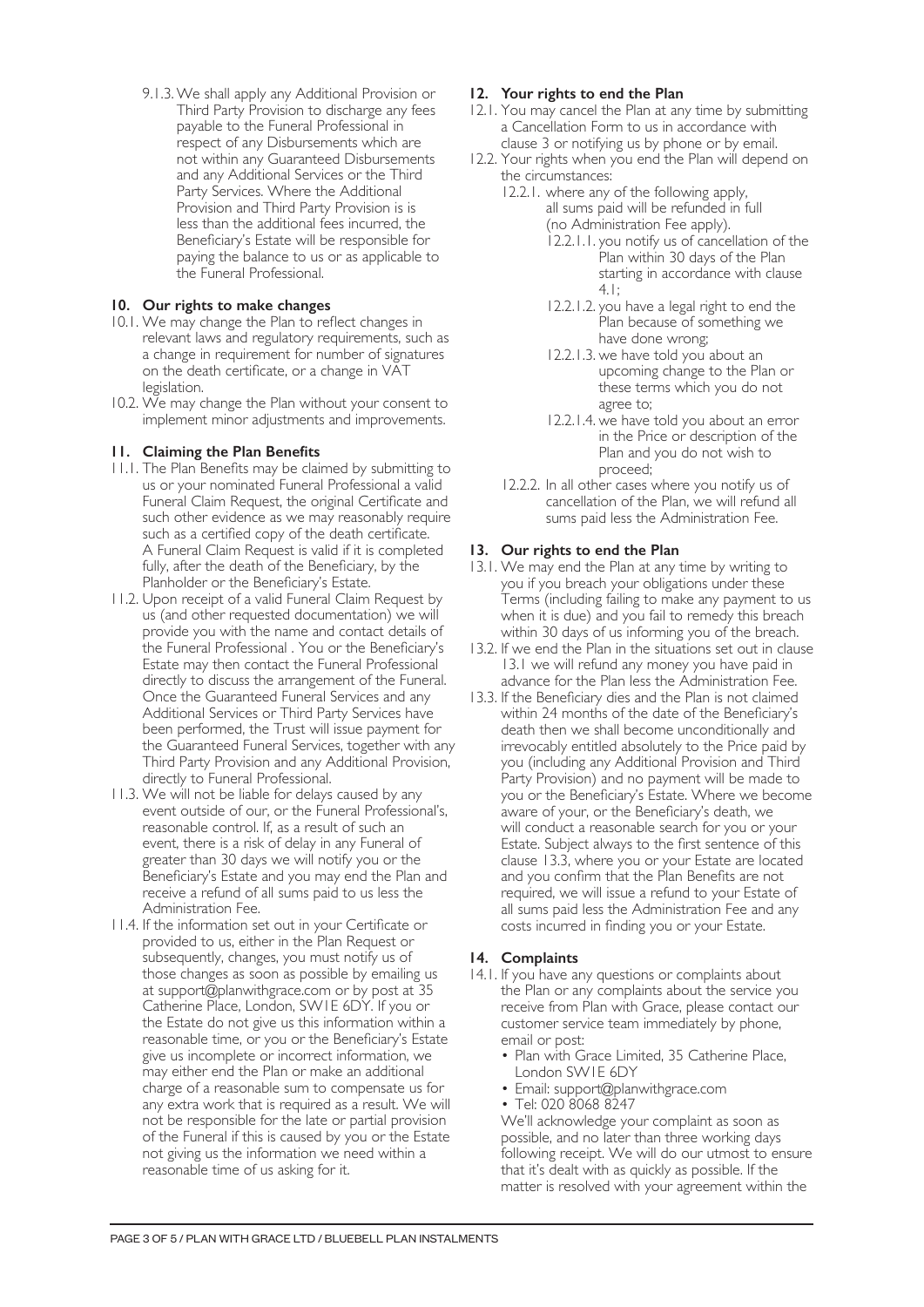9.1.3. We shall apply any Additional Provision or Third Party Provision to discharge any fees payable to the Funeral Professional in respect of any Disbursements which are not within any Guaranteed Disbursements and any Additional Services or the Third Party Services. Where the Additional Provision and Third Party Provision is is less than the additional fees incurred, the Beneficiary's Estate will be responsible for paying the balance to us or as applicable to the Funeral Professional.

## 10. Our rights to make changes

10.1. We may change the Plan to reflect changes in relevant laws and regulatory requirements, such as a change in requirement for number of signatures on the death certificate, or a change in VAT legislation.

10.2. We may change the Plan without your consent to implement minor adjustments and improvements.

## 11. Claiming the Plan Benefits

11.1. The Plan Benefits may be claimed by submitting to us or your nominated Funeral Professional a valid Funeral Claim Request, the original Certificate and such other evidence as we may reasonably require such as a certified copy of the death certificate. A Funeral Claim Request is valid if it is completed fully, after the death of the Beneficiary, by the Planholder or the Beneficiary's Estate.

11.2. Upon receipt of a valid Funeral Claim Request by us (and other requested documentation) we will provide you with the name and contact details of the Funeral Professional . You or the Beneficiary's Estate may then contact the Funeral Professional directly to discuss the arrangement of the Funeral. Once the Guaranteed Funeral Services and any Additional Services or Third Party Services have been performed, the Trust will issue payment for the Guaranteed Funeral Services, together with any Third Party Provision and any Additional Provision, directly to Funeral Professional.

11.3. We will not be liable for delays caused by any event outside of our, or the Funeral Professional's, reasonable control. If, as a result of such an event, there is a risk of delay in any Funeral of greater than 30 days we will notify you or the Beneficiary's Estate and you may end the Plan and receive a refund of all sums paid to us less the Administration Fee.

11.4. If the information set out in your Certificate or provided to us, either in the Plan Request or subsequently, changes, you must notify us of those changes as soon as possible by emailing us at support@planwithgrace.com or by post at 35 Catherine Place, London, SW1E 6DY. If you or the Estate do not give us this information within a reasonable time, or you or the Beneficiary's Estate give us incomplete or incorrect information, we may either end the Plan or make an additional charge of a reasonable sum to compensate us for any extra work that is required as a result. We will not be responsible for the late or partial provision of the Funeral if this is caused by you or the Estate not giving us the information we need within a reasonable time of us asking for it.

## 12. Your rights to end the Plan

12.1. You may cancel the Plan at any time by submitting a Cancellation Form to us in accordance with clause 3 or notifying us by phone or by email.

12.2. Your rights when you end the Plan will depend on the circumstances:

12.2.1. where any of the following apply, all sums paid will be refunded in full (no Administration Fee apply).

12.2.1.1. you notify us of cancellation of the Plan within 30 days of the Plan starting in accordance with clause 4.1;

12.2.1.2. you have a legal right to end the Plan because of something we have done wrong;

12.2.1.3. we have told you about an upcoming change to the Plan or these terms which you do not agree to;

12.2.1.4. we have told you about an error in the Price or description of the Plan and you do not wish to proceed;

12.2.2. In all other cases where you notify us of cancellation of the Plan, we will refund all sums paid less the Administration Fee.

## 13. Our rights to end the Plan

13.1. We may end the Plan at any time by writing to you if you breach your obligations under these Terms (including failing to make any payment to us when it is due) and you fail to remedy this breach within 30 days of us informing you of the breach.

13.2. If we end the Plan in the situations set out in clause 13.1 we will refund any money you have paid in advance for the Plan less the Administration Fee.

13.3. If the Beneficiary dies and the Plan is not claimed within 24 months of the date of the Beneficiary's death then we shall become unconditionally and irrevocably entitled absolutely to the Price paid by you (including any Additional Provision and Third Party Provision) and no payment will be made to you or the Beneficiary's Estate. Where we become aware of your, or the Beneficiary's death, we will conduct a reasonable search for you or your Estate. Subject always to the first sentence of this clause 13.3, where you or your Estate are located and you confirm that the Plan Benefits are not required, we will issue a refund to your Estate of all sums paid less the Administration Fee and any costs incurred in finding you or your Estate.

## 14. Complaints

14.1. If you have any questions or complaints about the Plan or any complaints about the service you receive from Plan with Grace, please contact our customer service team immediately by phone, email or post:

- Plan with Grace Limited, 35 Catherine Place, London SW1E 6DY
- Email: support@planwithgrace.com
- Tel: 020 8068 8247

We'll acknowledge your complaint as soon as possible, and no later than three working days following receipt. We will do our utmost to ensure that it's dealt with as quickly as possible. If the matter is resolved with your agreement within the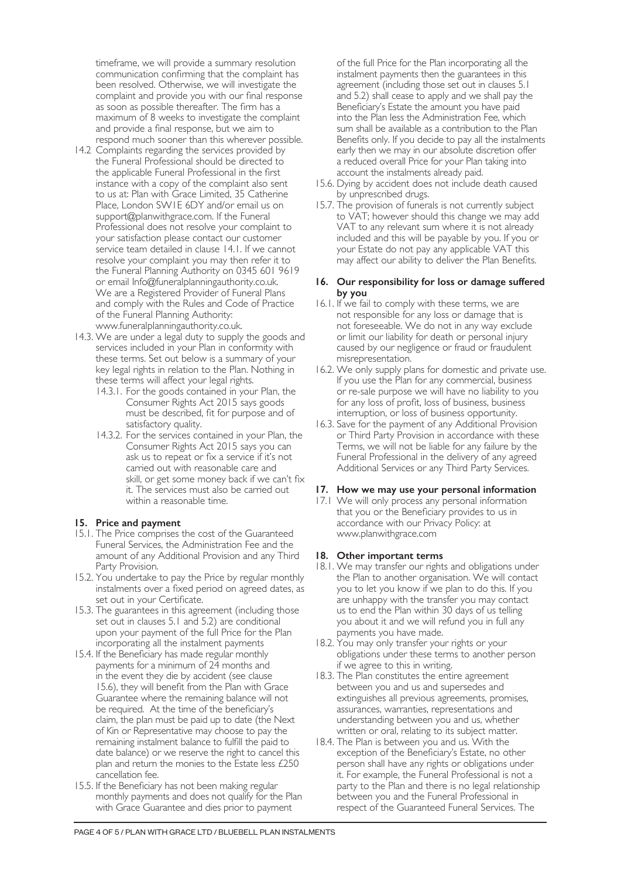timeframe, we will provide a summary resolution communication confirming that the complaint has been resolved. Otherwise, we will investigate the complaint and provide you with our final response as soon as possible thereafter. The firm has a maximum of 8 weeks to investigate the complaint and provide a final response, but we aim to respond much sooner than this wherever possible.

14.2 Complaints regarding the services provided by the Funeral Professional should be directed to the applicable Funeral Professional in the first instance with a copy of the complaint also sent to us at: Plan with Grace Limited, 35 Catherine Place, London SW1E 6DY and/or email us on support@planwithgrace.com. If the Funeral Professional does not resolve your complaint to your satisfaction please contact our customer service team detailed in clause 14.1. If we cannot resolve your complaint you may then refer it to the Funeral Planning Authority on 0345 601 9619 or email Info@funeralplanningauthority.co.uk. We are a Registered Provider of Funeral Plans and comply with the Rules and Code of Practice of the Funeral Planning Authority: www.funeralplanningauthority.co.uk.

14.3. We are under a legal duty to supply the goods and services included in your Plan in conformity with these terms. Set out below is a summary of your key legal rights in relation to the Plan. Nothing in these terms will affect your legal rights.

14.3.1. For the goods contained in your Plan, the Consumer Rights Act 2015 says goods must be described, fit for purpose and of satisfactory quality.

14.3.2. For the services contained in your Plan, the Consumer Rights Act 2015 says you can ask us to repeat or fix a service if it's not carried out with reasonable care and skill, or get some money back if we can't fix it. The services must also be carried out within a reasonable time.

## 15. Price and payment

15.1. The Price comprises the cost of the Guaranteed Funeral Services, the Administration Fee and the amount of any Additional Provision and any Third Party Provision.

15.2. You undertake to pay the Price by regular monthly instalments over a fixed period on agreed dates, as set out in your Certificate.

15.3. The guarantees in this agreement (including those set out in clauses 5.1 and 5.2) are conditional upon your payment of the full Price for the Plan incorporating all the instalment payments

15.4. If the Beneficiary has made regular monthly payments for a minimum of 24 months and in the event they die by accident (see clause 15.6), they will benefit from the Plan with Grace Guarantee where the remaining balance will not be required. At the time of the beneficiary's claim, the plan must be paid up to date (the Next of Kin or Representative may choose to pay the remaining instalment balance to fulfill the paid to date balance) or we reserve the right to cancel this plan and return the monies to the Estate less £250 cancellation fee.

15.5. If the Beneficiary has not been making regular monthly payments and does not qualify for the Plan with Grace Guarantee and dies prior to payment of the full Price for the Plan incorporating all the instalment payments then the guarantees in this agreement (including those set out in clauses 5.1 and 5.2) shall cease to apply and we shall pay the Beneficiary's Estate the amount you have paid into the Plan less the Administration Fee, which sum shall be available as a contribution to the Plan Benefits only. If you decide to pay all the instalments early then we may in our absolute discretion offer a reduced overall Price for your Plan taking into account the instalments already paid.

15.6. Dying by accident does not include death caused by unprescribed drugs.

15.7. The provision of funerals is not currently subject to VAT; however should this change we may add VAT to any relevant sum where it is not already included and this will be payable by you. If you or your Estate do not pay any applicable VAT this may affect our ability to deliver the Plan Benefits.

## 16. Our responsibility for loss or damage suffered by you

16.1. If we fail to comply with these terms, we are not responsible for any loss or damage that is not foreseeable. We do not in any way exclude or limit our liability for death or personal injury caused by our negligence or fraud or fraudulent misrepresentation.

16.2. We only supply plans for domestic and private use. If you use the Plan for any commercial, business or re-sale purpose we will have no liability to you for any loss of profit, loss of business, business interruption, or loss of business opportunity.

16.3. Save for the payment of any Additional Provision or Third Party Provision in accordance with these Terms, we will not be liable for any failure by the Funeral Professional in the delivery of any agreed Additional Services or any Third Party Services.

## 17. How we may use your personal information

17.1 We will only process any personal information that you or the Beneficiary provides to us in accordance with our Privacy Policy: at www.planwithgrace.com

## 18. Other important terms

18.1. We may transfer our rights and obligations under the Plan to another organisation. We will contact you to let you know if we plan to do this. If you are unhappy with the transfer you may contact us to end the Plan within 30 days of us telling you about it and we will refund you in full any payments you have made.

18.2. You may only transfer your rights or your obligations under these terms to another person if we agree to this in writing.

18.3. The Plan constitutes the entire agreement between you and us and supersedes and extinguishes all previous agreements, promises, assurances, warranties, representations and understanding between you and us, whether written or oral, relating to its subject matter.

18.4. The Plan is between you and us. With the exception of the Beneficiary's Estate, no other person shall have any rights or obligations under it. For example, the Funeral Professional is not a party to the Plan and there is no legal relationship between you and the Funeral Professional in respect of the Guaranteed Funeral Services. The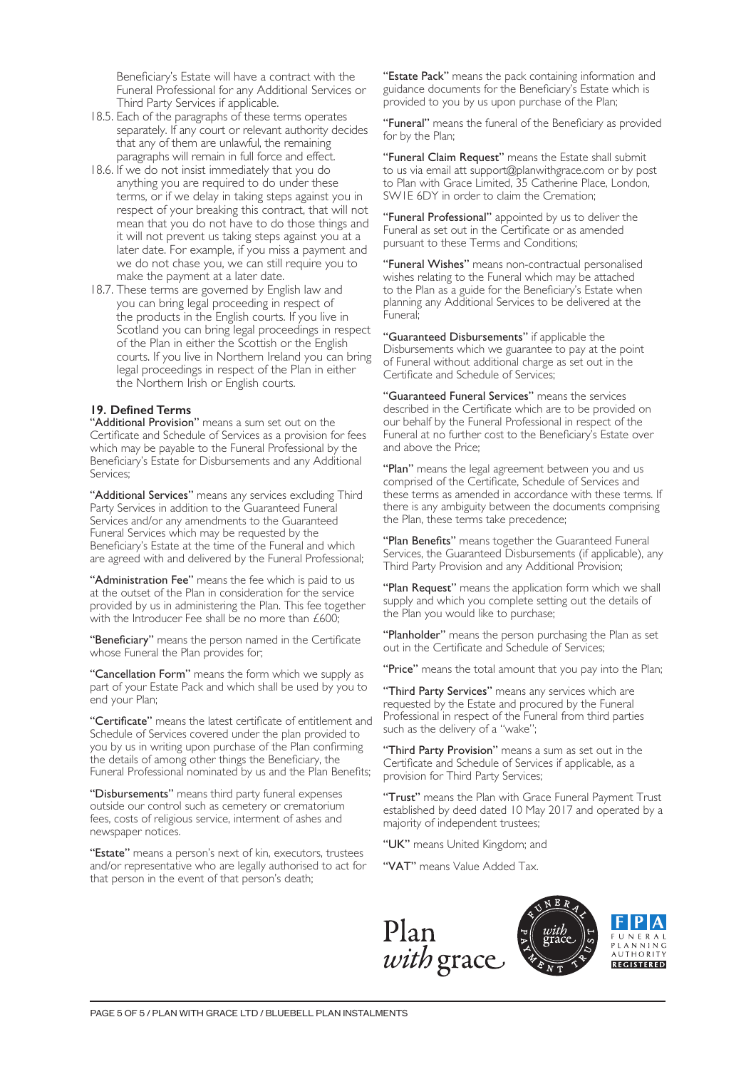Beneficiary's Estate will have a contract with the Funeral Professional for any Additional Services or Third Party Services if applicable.

18.5. Each of the paragraphs of these terms operates separately. If any court or relevant authority decides that any of them are unlawful, the remaining paragraphs will remain in full force and effect.

18.6. If we do not insist immediately that you do anything you are required to do under these terms, or if we delay in taking steps against you in respect of your breaking this contract, that will not mean that you do not have to do those things and it will not prevent us taking steps against you at a later date. For example, if you miss a payment and we do not chase you, we can still require you to make the payment at a later date.

18.7. These terms are governed by English law and you can bring legal proceeding in respect of the products in the English courts. If you live in Scotland you can bring legal proceedings in respect of the Plan in either the Scottish or the English courts. If you live in Northern Ireland you can bring legal proceedings in respect of the Plan in either the Northern Irish or English courts.

### 19. Defined Terms

**"Additional Provision"** means a sum set out on the Certificate and Schedule of Services as a provision for fees which may be payable to the Funeral Professional by the Beneficiary's Estate for Disbursements and any Additional Services;

**"Additional Services"** means any services excluding Third Party Services in addition to the Guaranteed Funeral Services and/or any amendments to the Guaranteed Funeral Services which may be requested by the Beneficiary's Estate at the time of the Funeral and which are agreed with and delivered by the Funeral Professional;

**"Administration Fee"** means the fee which is paid to us at the outset of the Plan in consideration for the service provided by us in administering the Plan. This fee together with the Introducer Fee shall be no more than £600;

**"Beneficiary"** means the person named in the Certificate whose Funeral the Plan provides for;

**"Cancellation Form"** means the form which we supply as part of your Estate Pack and which shall be used by you to end your Plan;

**"Certificate"** means the latest certificate of entitlement and Schedule of Services covered under the plan provided to you by us in writing upon purchase of the Plan confirming the details of among other things the Beneficiary, the Funeral Professional nominated by us and the Plan Benefits;

**"Disbursements"** means third party funeral expenses outside our control such as cemetery or crematorium fees, costs of religious service, interment of ashes and newspaper notices.

**"Estate"** means a person's next of kin, executors, trustees and/or representative who are legally authorised to act for that person in the event of that person's death;

**"Estate Pack"** means the pack containing information and guidance documents for the Beneficiary's Estate which is provided to you by us upon purchase of the Plan;

**"Funeral"** means the funeral of the Beneficiary as provided for by the Plan;

**"Funeral Claim Request"** means the Estate shall submit to us via email att support@planwithgrace.com or by post to Plan with Grace Limited, 35 Catherine Place, London, SW1E 6DY in order to claim the Cremation;

**"Funeral Professional"** appointed by us to deliver the Funeral as set out in the Certificate or as amended pursuant to these Terms and Conditions;

**"Funeral Wishes"** means non-contractual personalised wishes relating to the Funeral which may be attached to the Plan as a guide for the Beneficiary's Estate when planning any Additional Services to be delivered at the Funeral;

**"Guaranteed Disbursements"** if applicable the Disbursements which we guarantee to pay at the point of Funeral without additional charge as set out in the Certificate and Schedule of Services;

**"Guaranteed Funeral Services"** means the services described in the Certificate which are to be provided on our behalf by the Funeral Professional in respect of the Funeral at no further cost to the Beneficiary's Estate over and above the Price;

**"Plan"** means the legal agreement between you and us comprised of the Certificate, Schedule of Services and these terms as amended in accordance with these terms. If there is any ambiguity between the documents comprising the Plan, these terms take precedence;

**"Plan Benefits"** means together the Guaranteed Funeral Services, the Guaranteed Disbursements (if applicable), any Third Party Provision and any Additional Provision;

**"Plan Request"** means the application form which we shall supply and which you complete setting out the details of the Plan you would like to purchase;

**"Planholder"** means the person purchasing the Plan as set out in the Certificate and Schedule of Services;

**"Price"** means the total amount that you pay into the Plan;

**"Third Party Services"** means any services which are requested by the Estate and procured by the Funeral Professional in respect of the Funeral from third parties such as the delivery of a "wake";

**"Third Party Provision"** means a sum as set out in the Certificate and Schedule of Services if applicable, as a provision for Third Party Services;

**"Trust"** means the Plan with Grace Funeral Payment Trust established by deed dated 10 May 2017 and operated by a majority of independent trustees;

**"UK"** means United Kingdom; and

**"VAT"** means Value Added Tax.

Plan *with* grace

FUNERAL PAYMENT TRUST *with* grace

FPA FUNERAL PLANNING AUTHORITY REGISTERED